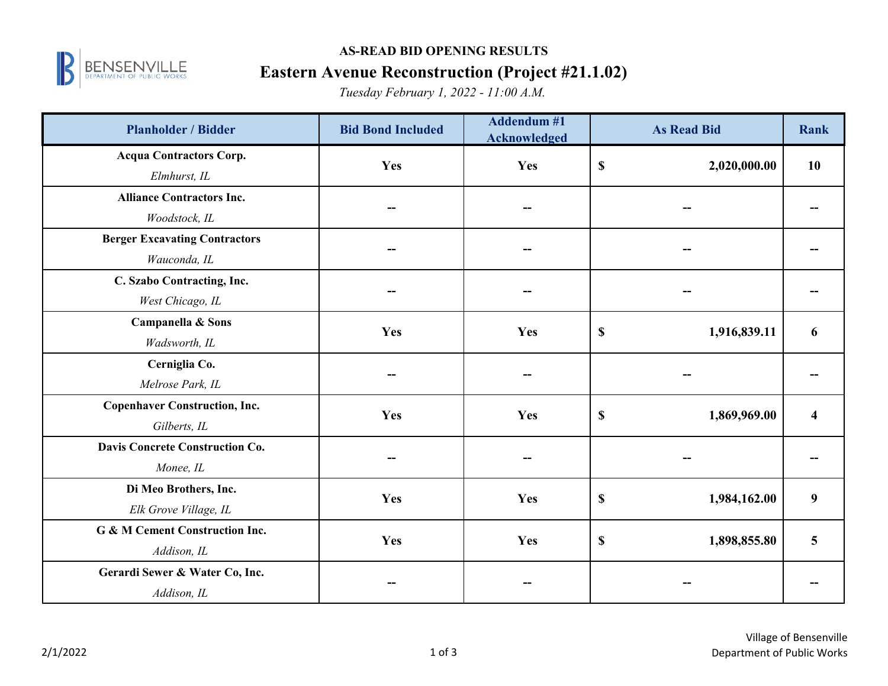**AS-READ BID OPENING RESULTS**

# Eastern Avenue Reconstruction (Project #21.1.02)

*Tuesday February 1, 2022 - 11:00 A.M.*

| Planholder / Bidder | Bid Bond Included | Addendum #1 Acknowledged | As Read Bid | Rank |
|---|---|---|---|---|
| **Acqua Contractors Corp.** *Elmhurst, IL* | Yes | Yes | $ 2,020,000.00 | 10 |
| **Alliance Contractors Inc.** *Woodstock, IL* | -- | -- | -- | -- |
| **Berger Excavating Contractors** *Wauconda, IL* | -- | -- | -- | -- |
| **C. Szabo Contracting, Inc.** *West Chicago, IL* | -- | -- | -- | -- |
| **Campanella & Sons** *Wadsworth, IL* | Yes | Yes | $ 1,916,839.11 | 6 |
| **Cerniglia Co.** *Melrose Park, IL* | -- | -- | -- | -- |
| **Copenhaver Construction, Inc.** *Gilberts, IL* | Yes | Yes | $ 1,869,969.00 | 4 |
| **Davis Concrete Construction Co.** *Monee, IL* | -- | -- | -- | -- |
| **Di Meo Brothers, Inc.** *Elk Grove Village, IL* | Yes | Yes | $ 1,984,162.00 | 9 |
| **G & M Cement Construction Inc.** *Addison, IL* | Yes | Yes | $ 1,898,855.80 | 5 |
| **Gerardi Sewer & Water Co, Inc.** *Addison, IL* | -- | -- | -- | -- |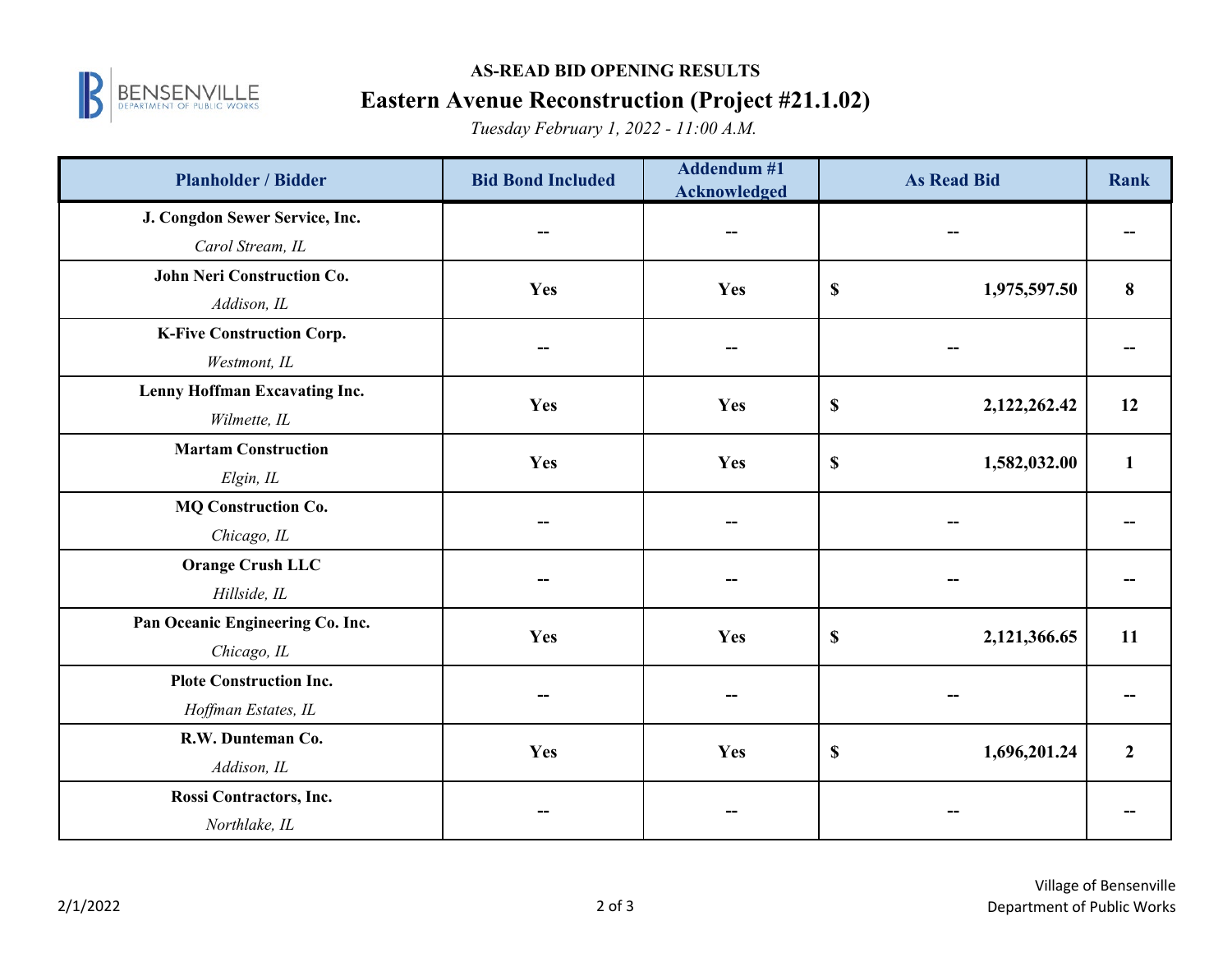## AS-READ BID OPENING RESULTS

# Eastern Avenue Reconstruction (Project #21.1.02)

*Tuesday February 1, 2022 - 11:00 A.M.*

| Planholder / Bidder | Bid Bond Included | Addendum #1 Acknowledged | As Read Bid | Rank |
|---|---|---|---|---|
| **J. Congdon Sewer Service, Inc.** *Carol Stream, IL* | -- | -- | -- | -- |
| **John Neri Construction Co.** *Addison, IL* | Yes | Yes | $ 1,975,597.50 | 8 |
| **K-Five Construction Corp.** *Westmont, IL* | -- | -- | -- | -- |
| **Lenny Hoffman Excavating Inc.** *Wilmette, IL* | Yes | Yes | $ 2,122,262.42 | 12 |
| **Martam Construction** *Elgin, IL* | Yes | Yes | $ 1,582,032.00 | 1 |
| **MQ Construction Co.** *Chicago, IL* | -- | -- | -- | -- |
| **Orange Crush LLC** *Hillside, IL* | -- | -- | -- | -- |
| **Pan Oceanic Engineering Co. Inc.** *Chicago, IL* | Yes | Yes | $ 2,121,366.65 | 11 |
| **Plote Construction Inc.** *Hoffman Estates, IL* | -- | -- | -- | -- |
| **R.W. Dunteman Co.** *Addison, IL* | Yes | Yes | $ 1,696,201.24 | 2 |
| **Rossi Contractors, Inc.** *Northlake, IL* | -- | -- | -- | -- |

2/1/2022

Village of Bensenville
Department of Public Works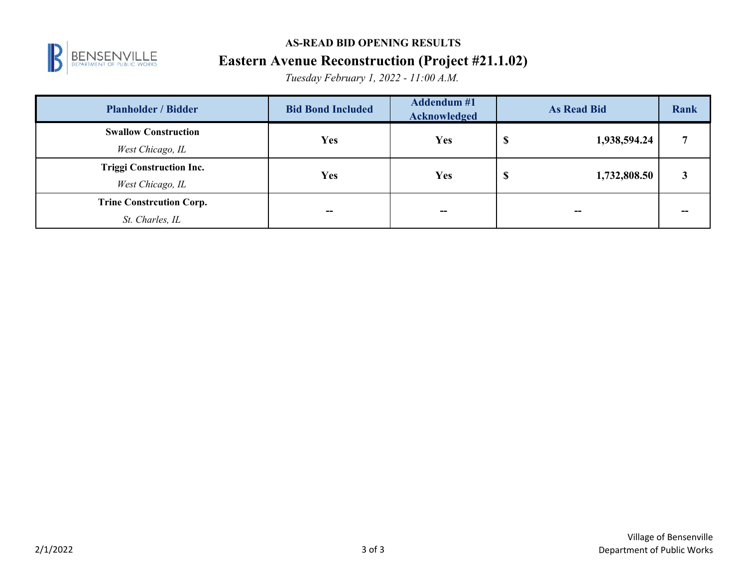AS-READ BID OPENING RESULTS

# Eastern Avenue Reconstruction (Project #21.1.02)

*Tuesday February 1, 2022 - 11:00 A.M.*

| Planholder / Bidder | Bid Bond Included | Addendum #1 Acknowledged | As Read Bid | Rank |
|---|---|---|---|---|
| **Swallow Construction** *West Chicago, IL* | Yes | Yes | $ 1,938,594.24 | 7 |
| **Triggi Construction Inc.** *West Chicago, IL* | Yes | Yes | $ 1,732,808.50 | 3 |
| **Trine Constrcution Corp.** *St. Charles, IL* | -- | -- | -- | -- |

2/1/2022

Village of Bensenville
Department of Public Works